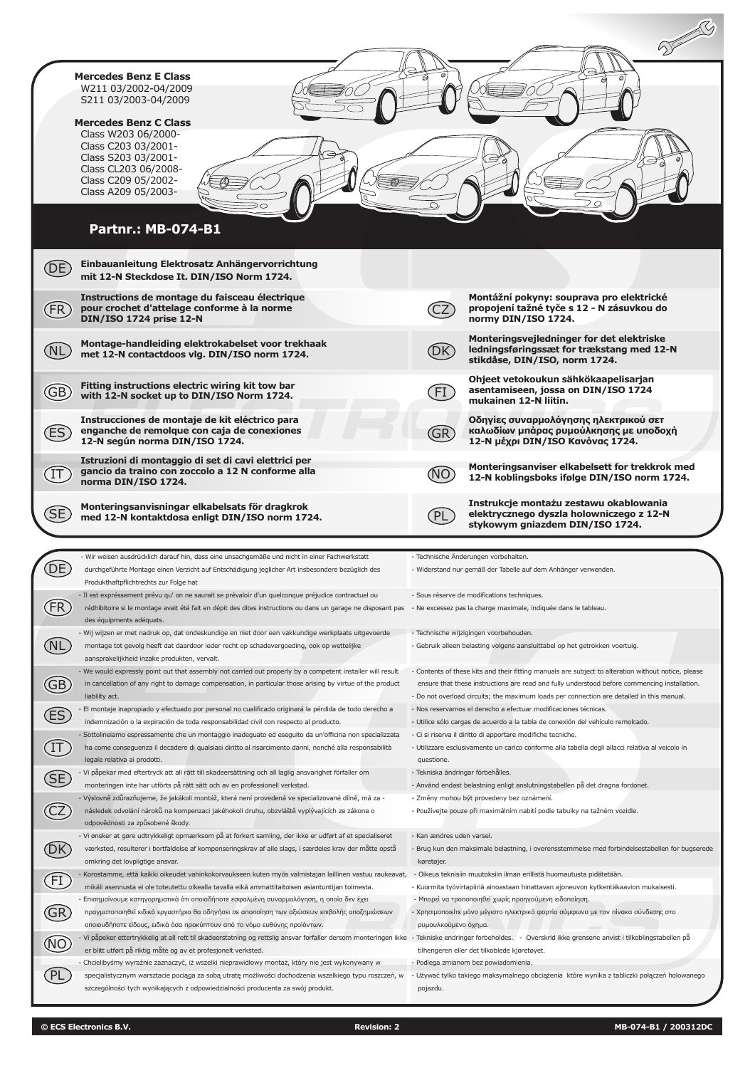**Mercedes Benz E Class**
W211 03/2002-04/2009
S211 03/2003-04/2009

**Mercedes Benz C Class**
Class W203 06/2000-
Class C203 03/2001-
Class S203 03/2001-
Class CL203 06/2008-
Class C209 05/2002-
Class A209 05/2003-

## Partnr.: MB-074-B1

| | |
|---|---|
| DE | **Einbauanleitung Elektrosatz Anhängervorrichtung mit 12-N Steckdose lt. DIN/ISO Norm 1724.** |
| FR | **Instructions de montage du faisceau électrique pour crochet d'attelage conforme à la norme DIN/ISO 1724 prise 12-N** |
| NL | **Montage-handleiding elektrokabelset voor trekhaak met 12-N contactdoos vlg. DIN/ISO norm 1724.** |
| GB | **Fitting instructions electric wiring kit tow bar with 12-N socket up to DIN/ISO Norm 1724.** |
| ES | **Instrucciones de montaje de kit eléctrico para enganche de remolque con caja de conexiones 12-N según norma DIN/ISO 1724.** |
| IT | **Istruzioni di montaggio di set di cavi elettrici per gancio da traino con zoccolo a 12 N conforme alla norma DIN/ISO 1724.** |
| SE | **Monteringsanvisningar elkabelsats för dragkrok med 12-N kontaktdosa enligt DIN/ISO norm 1724.** |
| CZ | **Montážní pokyny: souprava pro elektrické propojení tažné tyče s 12 - N zásuvkou do normy DIN/ISO 1724.** |
| DK | **Monteringsvejledninger for det elektriske ledningsføringssæt for trækstang med 12-N stikdåse, DIN/ISO, norm 1724.** |
| FI | **Ohjeet vetokoukun sähkökaapelisarjan asentamiseen, jossa on DIN/ISO 1724 mukainen 12-N liitin.** |
| GR | **Οδηγίες συναρμολόγησης ηλεκτρικού σετ καλωδίων μπάρας ρυμούλκησης με υποδοχή 12-N μέχρι DIN/ISO Κανόνας 1724.** |
| NO | **Monteringsanviser elkabelsett for trekkrok med 12-N koblingsboks ifølge DIN/ISO norm 1724.** |
| PL | **Instrukcje montażu zestawu okablowania elektrycznego dyszla holowniczego z 12-N stykowym gniazdem DIN/ISO 1724.** |

| | | |
|---|---|---|
| DE | - Wir weisen ausdrücklich darauf hin, dass eine unsachgemäße und nicht in einer Fachwerkstatt durchgeführte Montage einen Verzicht auf Entschädigung jeglicher Art insbesondere bezüglich des Produkthaftpflichtrechts zur Folge hat | - Technische Änderungen vorbehalten.<br>- Widerstand nur gemäß der Tabelle auf dem Anhänger verwenden. |
| FR | - Il est expréssement prévu qu' on ne saurait se prévaloir d'un quelconque préjudice contractuel ou rédhibitoire si le montage avait été fait en dépit des dites instructions ou dans un garage ne disposant pas des équipements adéquats. | - Sous réserve de modifications techniques.<br>- Ne excessez pas la charge maximale, indiquée dans le tableau. |
| NL | - Wij wijzen er met nadruk op, dat ondeskundige en niet door een vakkundige werkplaats uitgevoerde montage tot gevolg heeft dat daardoor ieder recht op schadevergoeding, ook op wettelijke aansprakelijkheid inzake produkten, vervalt. | - Technische wijzigingen voorbehouden.<br>- Gebruik alleen belasting volgens aansluittabel op het getrokken voertuig. |
| GB | - We would expressly point out that assembly not carried out properly by a competent installer will result in cancellation of any right to damage compensation, in particular those arising by virtue of the product liability act. | - Contents of these kits and their fitting manuals are subject to alteration without notice, please ensure that these instructions are read and fully understood before commencing installation.<br>- Do not overload circuits; the maximum loads per connection are detailed in this manual. |
| ES | - El montaje inapropiado y efectuado por personal no cualificado originará la pérdida de todo derecho a indemnización o la expiración de toda responsabilidad civil con respecto al producto. | - Nos reservamos el derecho a efectuar modificaciones técnicas.<br>- Utilice sólo cargas de acuerdo a la tabla de conexión del vehículo remolcado. |
| IT | - Sottolineiamo espressamente che un montaggio inadeguato ed eseguito da un'officina non specializzata ha come conseguenza il decadere di qualsiasi diritto al risarcimento danni, nonché alla responsabilità legale relativa ai prodotti. | - Ci si riserva il diritto di apportare modifiche tecniche.<br>- Utilizzare esclusivamente un carico conforme alla tabella degli allacci relativa al veicolo in questione. |
| SE | - Vi påpekar med eftertryck att all rätt till skadeersättning och all laglig ansvarighet förfaller om monteringen inte har utförts på rätt sätt och av en professionell verkstad. | - Tekniska ändringar förbehålles.<br>- Använd endast belastning enligt anslutningstabellen på det dragna fordonet. |
| CZ | - Výslovně zdůrazňujeme, že jakákoli montáž, která není provedená ve specializované dílně, má za - následek odvolání nároků na kompenzaci jakéhokoli druhu, obzvláště vyplývajících ze zákona o odpovědnosti za způsobené škody. | - Změny mohou být provedeny bez oznámení.<br>- Používejte pouze při maximálním nabití podle tabulky na tažném vozidle. |
| DK | - Vi ønsker at gøre udtrykkeligt opmærksom på at forkert samling, der ikke er udført af et specialiseret værksted, resulterer i bortfaldelse af kompenseringskrav af alle slags, i særdeles krav der måtte opstå omkring det lovpligtige ansvar. | - Kan ændres uden varsel.<br>- Brug kun den maksimale belastning, i overensstemmelse med forbindelsestabellen for bugserede køretøjer. |
| FI | - Korostamme, että kaikki oikeudet vahinkokorvaukseen kuten myös valmistajan laillinen vastuu raukeavat, mikäli asennusta ei ole toteutettu oikealla tavalla eikä ammattitaitoisen asiantuntijan toimesta. | - Oikeus teknisiin muutoksiin ilman erillistä huomautusta pidätetään.<br>- Kuormita työvirtapiiriä ainoastaan hinattavan ajoneuvon kytkentäkaavion mukaisesti. |
| GR | - Επισημαίνουμε κατηγορηματικά ότι οποιοδήποτε εσφαλμένη συναρμολόγηση, η οποία δεν έχει πραγματοποιηθεί ειδικό εργαστήριο θα οδηγήσει σε αποποίηση των αξιώσεων επιβολής αποζημιώσεων οποιουδήποτε είδους, ειδικά όσα προκύπτουν από το νόμο ευθύνης προϊόντων. | - Μπορεί να τροποποιηθεί χωρίς προηγούμενη ειδοποίηση.<br>- Χρησιμοποιείτε μόνο μέγιστο ηλεκτρικό φορτίο σύμφωνα με τον πίνακα σύνδεσης στο ρυμουλκούμενο όχημα. |
| NO | - Vi påpeker ettertrykkelig at all rett til skadeerstatning og rettslig ansvar forfaller dersom monteringen ikke er blitt utført på riktig måte og av et profesjonelt verksted. | - Tekniske endringer forbeholdes. - Overskrid ikke grensene anvist i tilkoblingstabellen på tilhengeren eller det tilkoblede kjøretøyet. |
| PL | - Chcielibyśmy wyraźnie zaznaczyć, iż wszelki nieprawidłowy montaż, który nie jest wykonywany w specjalistycznym warsztacie pociąga za sobą utratę możliwości dochodzenia wszelkiego typu roszczeń, w szczególności tych wynikających z odpowiedzialności producenta za swój produkt. | - Podlega zmianom bez powiadomienia.<br>- Używać tylko takiego maksymalnego obciążenia które wynika z tabliczki połączeń holowanego pojazdu. |

© ECS Electronics B.V. Revision: 2 MB-074-B1 / 200312DC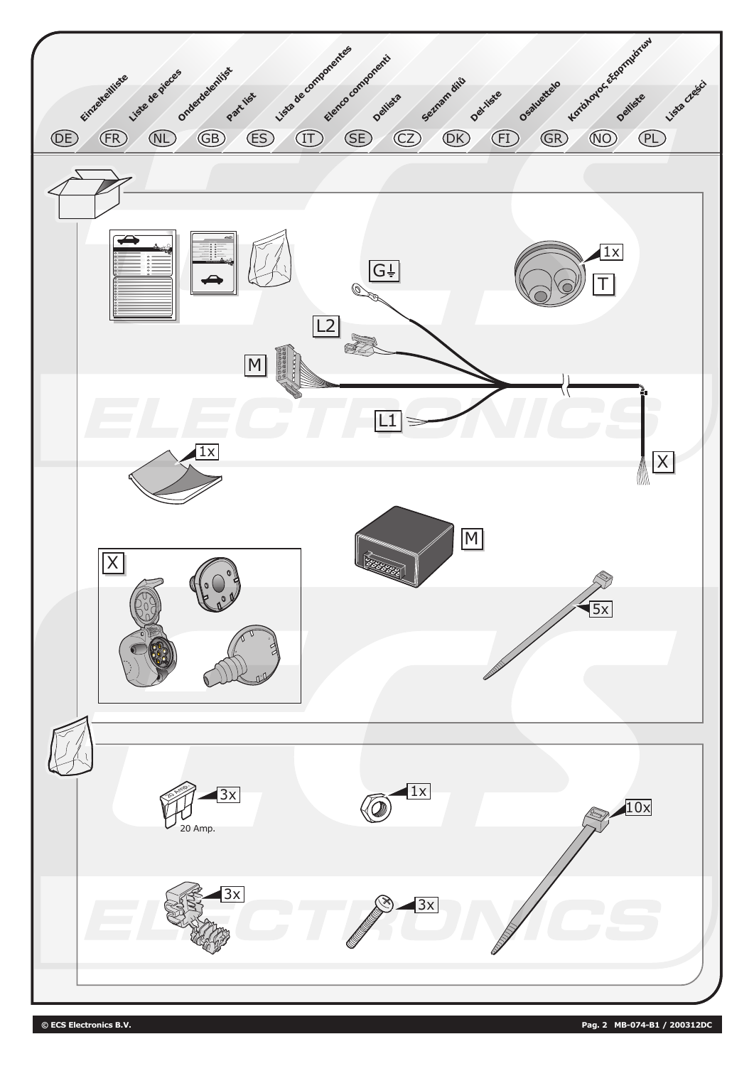DE Einzelteilliste

FR Liste de pieces

NL Onderdelenlijst

GB Part list

ES Lista de componentes

IT Elenco componenti

SE Dellista

CZ Seznam dílů

DK Del-liste

FI Osaluettelo

GR Κατάλογος εξαρτημάτων

NO Delliste

PL Lista części

G⏚

1x

T

L2

M

L1

X

1x

M

X

5x

3x

20 Amp.

1x

10x

3x

3x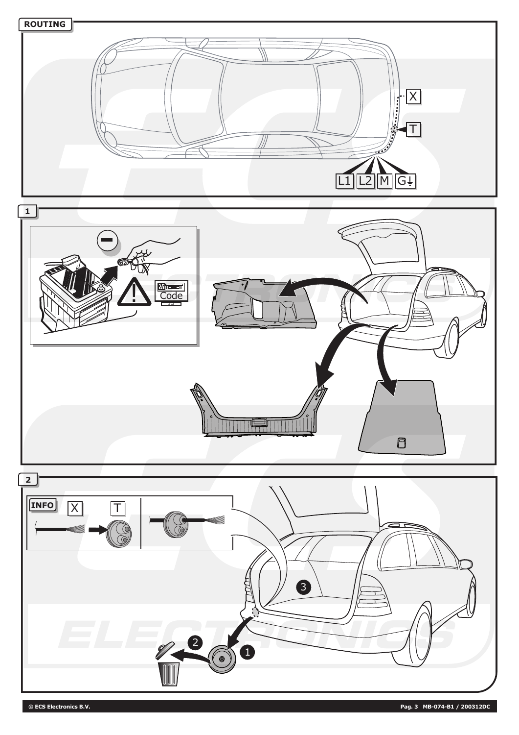## ROUTING

X

T

L1 L2 M G⏚

## 1

Code

## 2

INFO X T

1 2 3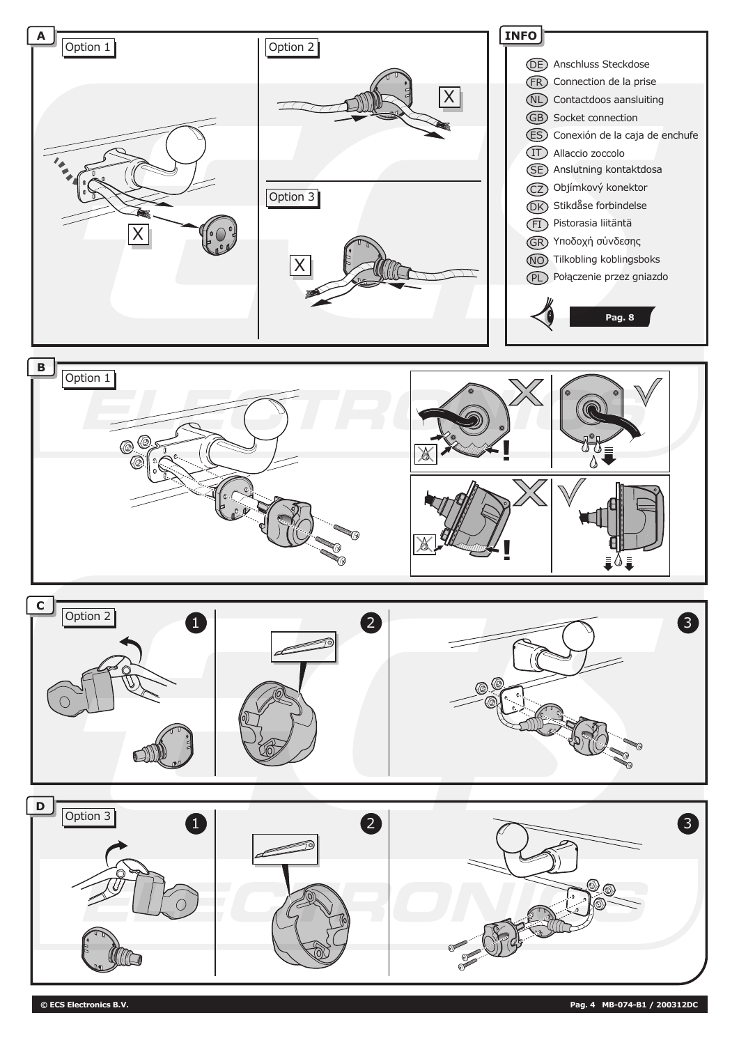## A

Option 1

Option 2

Option 3

## INFO

- (DE) Anschluss Steckdose
- (FR) Connection de la prise
- (NL) Contactdoos aansluiting
- (GB) Socket connection
- (ES) Conexión de la caja de enchufe
- (IT) Allaccio zoccolo
- (SE) Anslutning kontaktdosa
- (CZ) Objímkový konektor
- (DK) Stikdåse forbindelse
- (FI) Pistorasia liitäntä
- (GR) Υποδοχή σύνδεσης
- (NO) Tilkobling koblingsboks
- (PL) Połączenie przez gniazdo

**Pag. 8**

## B

Option 1

## C

Option 2

1 2 3

## D

Option 3

1 2 3

**© ECS Electronics B.V.**

**MB-074-B1 / 200312DC**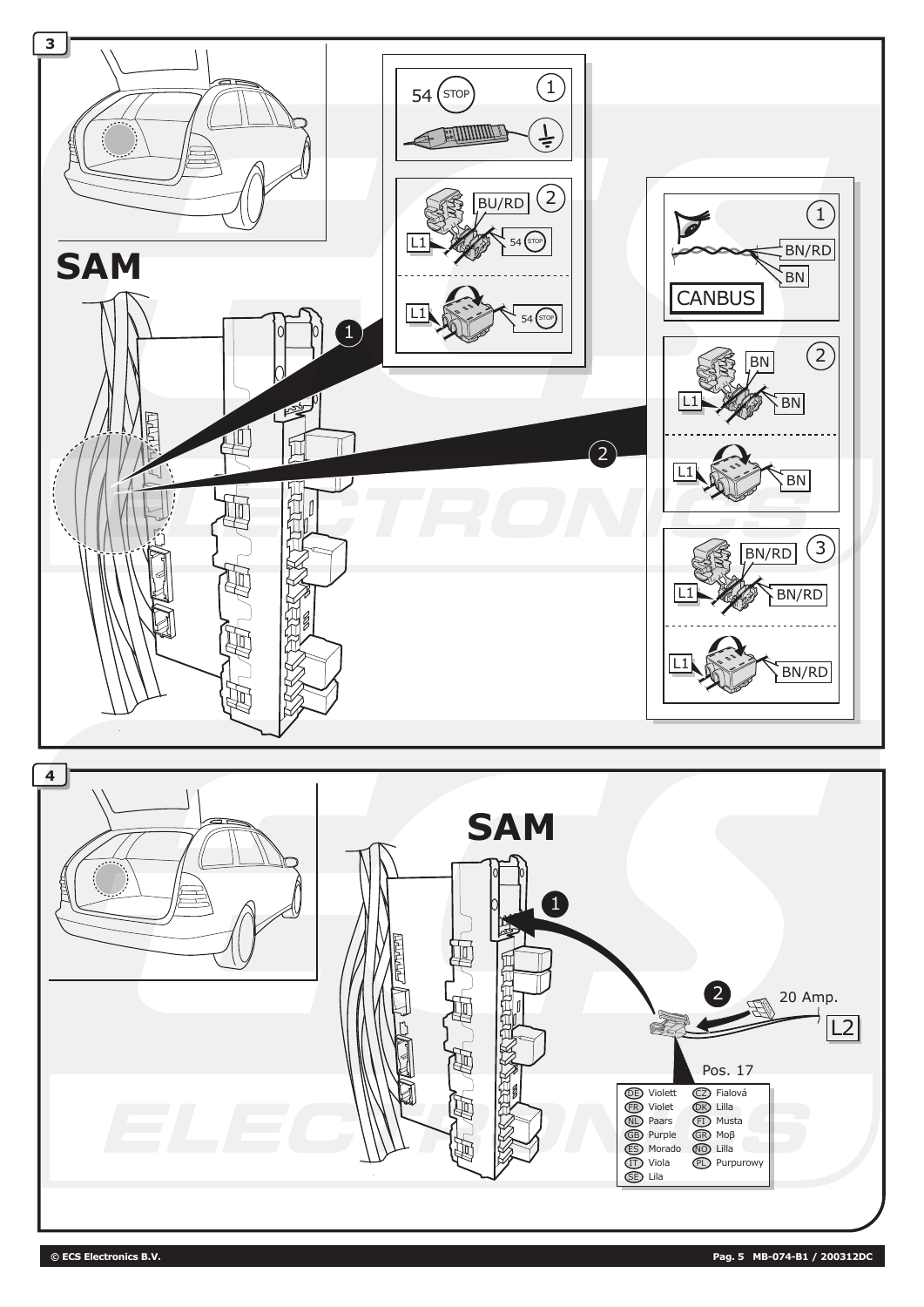**3**

**SAM**

1

54 STOP

BU/RD

L1

54 STOP

L1

54 STOP

2

CANBUS

BN/RD

BN

BN

L1

BN

L1

BN

BN/RD

L1

BN/RD

L1

BN/RD

**4**

**SAM**

1

2

20 Amp.

L2

Pos. 17

| | | | |
|---|---|---|---|
| DE | Violett | CZ | Fialová |
| FR | Violet | DK | Lilla |
| NL | Paars | FI | Musta |
| GB | Purple | GR | Moβ |
| ES | Morado | NO | Lilla |
| IT | Viola | PL | Purpurowy |
| SE | Lila | | |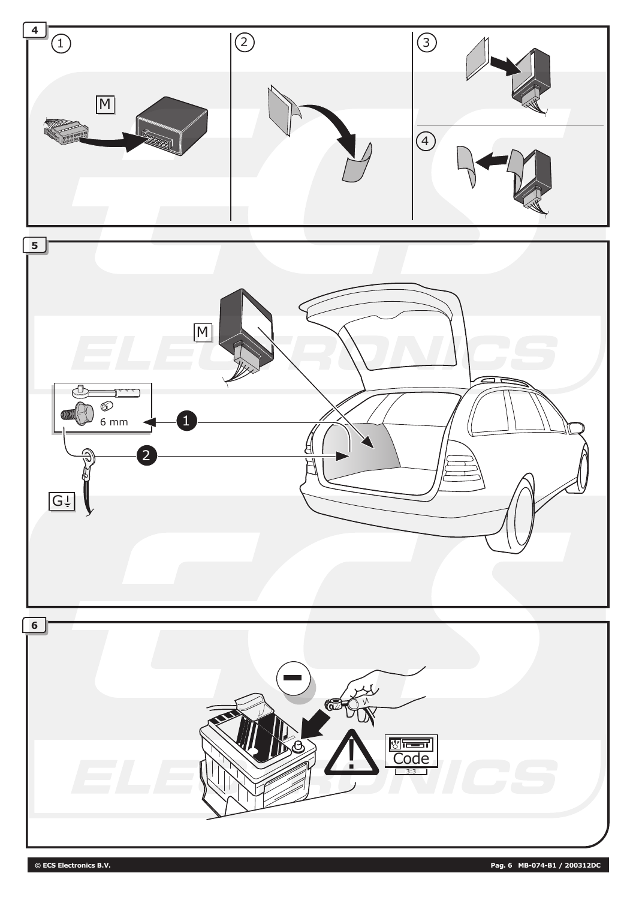4

①

M

②

③

④

5

M

6 mm

1

2

G⏚

6

Code

3:3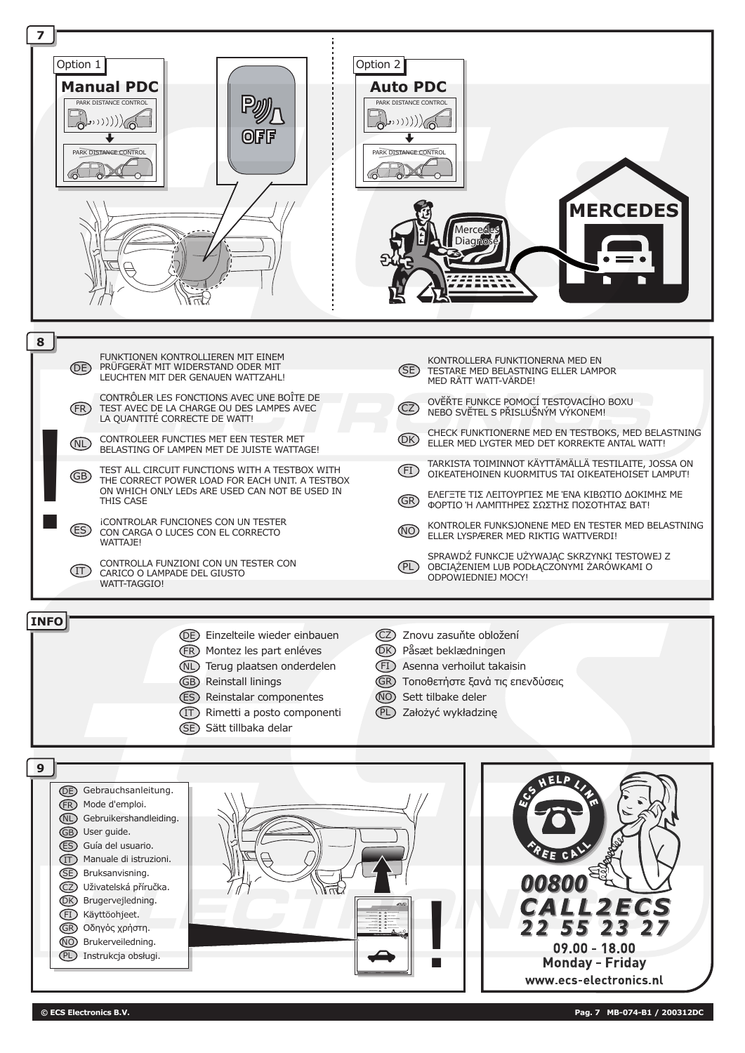## 7

Option 1

**Manual PDC**

PARK DISTANCE CONTROL

PARK DISTANCE CONTROL

OFF

Option 2

**Auto PDC**

PARK DISTANCE CONTROL

PARK DISTANCE CONTROL

Mercedes Diagnose

MERCEDES

## 8

(DE) FUNKTIONEN KONTROLLIEREN MIT EINEM PRÜFGERÄT MIT WIDERSTAND ODER MIT LEUCHTEN MIT DER GENAUEN WATTZAHL!

(FR) CONTRÔLER LES FONCTIONS AVEC UNE BOÎTE DE TEST AVEC DE LA CHARGE OU DES LAMPES AVEC LA QUANTITÉ CORRECTE DE WATT!

(NL) CONTROLEER FUNCTIES MET EEN TESTER MET BELASTING OF LAMPEN MET DE JUISTE WATTAGE!

(GB) TEST ALL CIRCUIT FUNCTIONS WITH A TESTBOX WITH THE CORRECT POWER LOAD FOR EACH UNIT. A TESTBOX ON WHICH ONLY LEDs ARE USED CAN NOT BE USED IN THIS CASE

(ES) ¡CONTROLAR FUNCIONES CON UN TESTER CON CARGA O LUCES CON EL CORRECTO WATTAJE!

(IT) CONTROLLA FUNZIONI CON UN TESTER CON CARICO O LAMPADE DEL GIUSTO WATT-TAGGIO!

(SE) KONTROLLERA FUNKTIONERNA MED EN TESTARE MED BELASTNING ELLER LAMPOR MED RÄTT WATT-VÄRDE!

(CZ) OVĚŘTE FUNKCE POMOCÍ TESTOVACÍHO BOXU NEBO SVĚTEL S PŘISLUŠNÝM VÝKONEM!

(DK) CHECK FUNKTIONERNE MED EN TESTBOKS, MED BELASTNING ELLER MED LYGTER MED DET KORREKTE ANTAL WATT!

(FI) TARKISTA TOIMINNOT KÄYTTÄMÄLLÄ TESTILAITE, JOSSA ON OIKEATEHOINEN KUORMITUS TAI OIKEATEHOISET LAMPUT!

(GR) ΕΛΕΓΞΤΕ ΤΙΣ ΛΕΙΤΟΥΡΓΙΕΣ ΜΕ ΈΝΑ ΚΙΒΩΤΙΟ ΔΟΚΙΜΗΣ ΜΕ ΦΟΡΤΙΟ Ή ΛΑΜΠΤΗΡΕΣ ΣΩΣΤΗΣ ΠΟΣΟΤΗΤΑΣ ΒΑΤ!

(NO) KONTROLER FUNKSJONENE MED EN TESTER MED BELASTNING ELLER LYSPÆRER MED RIKTIG WATTVERDI!

(PL) SPRAWDŹ FUNKCJE UŻYWAJĄC SKRZYNKI TESTOWEJ Z OBCIĄŻENIEM LUB PODŁĄCZONYMI ŻARÓWKAMI O ODPOWIEDNIEJ MOCY!

## INFO

- (DE) Einzelteile wieder einbauen
- (FR) Montez les part enléves
- (NL) Terug plaatsen onderdelen
- (GB) Reinstall linings
- (ES) Reinstalar componentes
- (IT) Rimetti a posto componenti
- (SE) Sätt tillbaka delar
- (CZ) Znovu zasuňte obložení
- (DK) Påsæt beklædningen
- (FI) Asenna verhoilut takaisin
- (GR) Τοποθετήστε ξανά τις επενδύσεις
- (NO) Sett tilbake deler
- (PL) Założyć wykładzinę

## 9

- (DE) Gebrauchsanleitung.
- (FR) Mode d'emploi.
- (NL) Gebruikershandleiding.
- (GB) User guide.
- (ES) Guía del usuario.
- (IT) Manuale di istruzioni.
- (SE) Bruksanvisning.
- (CZ) Uživatelská příručka.
- (DK) Brugervejledning.
- (FI) Käyttöohjeet.
- (GR) Οδηγός χρήστη.
- (NO) Brukerveiledning.
- (PL) Instrukcja obsługi.

ECS HELP LINE FREE CALL

**00800 CALL2ECS 22 55 23 27**

**09.00 - 18.00**
**Monday - Friday**
**www.ecs-electronics.nl**

© ECS Electronics B.V.

MB-074-B1 / 200312DC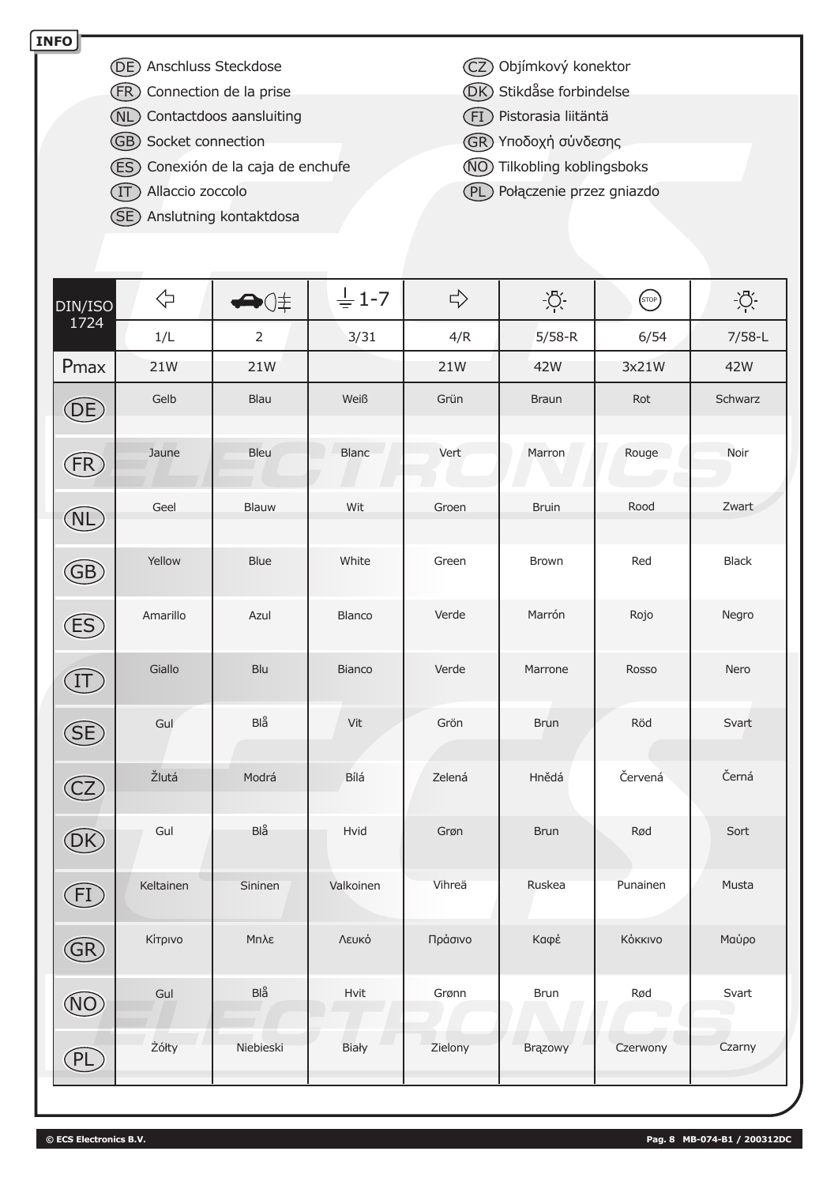**INFO**

(DE) Anschluss Steckdose
(FR) Connection de la prise
(NL) Contactdoos aansluiting
(GB) Socket connection
(ES) Conexión de la caja de enchufe
(IT) Allaccio zoccolo
(SE) Anslutning kontaktdosa
(CZ) Objímkový konektor
(DK) Stikdåse forbindelse
(FI) Pistorasia liitäntä
(GR) Υποδοχή σύνδεσης
(NO) Tilkobling koblingsboks
(PL) Połączenie przez gniazdo

| DIN/ISO 1724 | ⇦ | 🚗 fog | ⏚ 1-7 | ⇨ | ☼ | STOP | ☼ |
|---|---|---|---|---|---|---|---|
| | 1/L | 2 | 3/31 | 4/R | 5/58-R | 6/54 | 7/58-L |
| Pmax | 21W | 21W | | 21W | 42W | 3x21W | 42W |
| (DE) | Gelb | Blau | Weiß | Grün | Braun | Rot | Schwarz |
| (FR) | Jaune | Bleu | Blanc | Vert | Marron | Rouge | Noir |
| (NL) | Geel | Blauw | Wit | Groen | Bruin | Rood | Zwart |
| (GB) | Yellow | Blue | White | Green | Brown | Red | Black |
| (ES) | Amarillo | Azul | Blanco | Verde | Marrón | Rojo | Negro |
| (IT) | Giallo | Blu | Bianco | Verde | Marrone | Rosso | Nero |
| (SE) | Gul | Blå | Vit | Grön | Brun | Röd | Svart |
| (CZ) | Žlutá | Modrá | Bílá | Zelená | Hnědá | Červená | Černá |
| (DK) | Gul | Blå | Hvid | Grøn | Brun | Rød | Sort |
| (FI) | Keltainen | Sininen | Valkoinen | Vihreä | Ruskea | Punainen | Musta |
| (GR) | Κίτρινο | Μπλε | Λευκό | Πράσινο | Καφέ | Κόκκινο | Μαύρο |
| (NO) | Gul | Blå | Hvit | Grønn | Brun | Rød | Svart |
| (PL) | Żółty | Niebieski | Biały | Zielony | Brązowy | Czerwony | Czarny |

© ECS Electronics B.V.